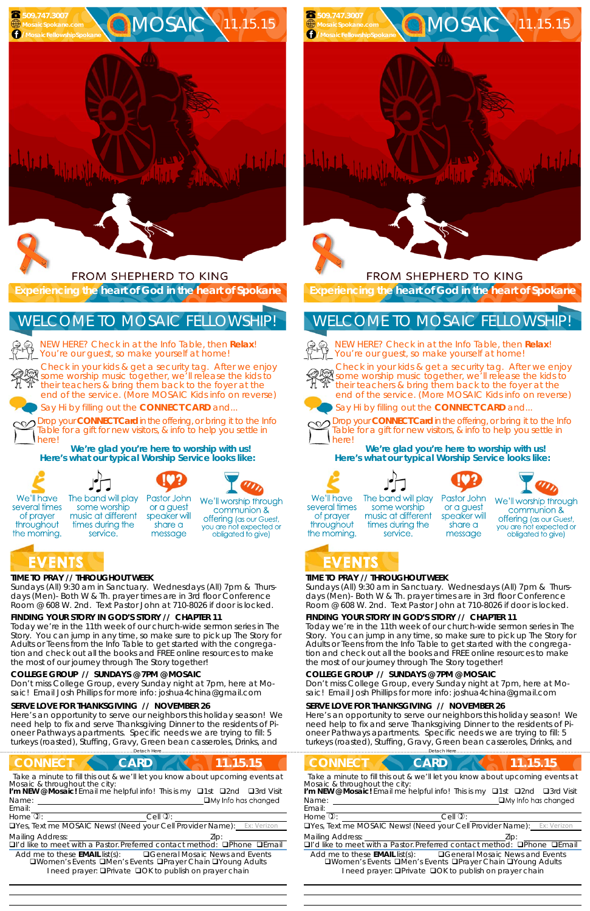509.747.3007
MosaicSpokane.com
/MosaicFellowshipSpokane

# MOSAIC 11.15.15

FROM SHEPHERD TO KING

**Experiencing the heart of God in the heart of Spokane**

## WELCOME TO MOSAIC FELLOWSHIP!

NEW HERE? Check in at the Info Table, then **Relax**! You're our guest, so make yourself at home!

Check in your kids & get a security tag. After we enjoy some worship music together, we'll release the kids to their teachers & bring them back to the foyer at the end of the service. (More MOSAIC Kids info on reverse)

Say Hi by filling out the **CONNECT CARD** and...

Drop your **CONNECT Card** in the offering, or bring it to the Info Table for a gift for new visitors, & info to help you settle in here!

**We're glad you're here to worship with us!**
**Here's what our typical Worship Service looks like:**

- We'll have several times of prayer throughout the morning.
- The band will play some worship music at different times during the service.
- Pastor John or a guest speaker will share a message
- We'll worship through communion & offering (as our Guest, you are not expected or obligated to give)

## EVENTS

**TIME TO PRAY // THROUGHOUT WEEK**
Sundays (All) 9:30 am in Sanctuary. Wednesdays (All) 7pm & Thursdays (Men)- Both W & Th. prayer times are in 3rd floor Conference Room @ 608 W. 2nd. Text Pastor John at 710-8026 if door is locked.

**FINDING YOUR STORY IN GOD'S STORY // CHAPTER 11**
Today we're in the 11th week of our church-wide sermon series in The Story. You can jump in any time, so make sure to pick up The Story for Adults or Teens from the Info Table to get started with the congregation and check out all the books and FREE online resources to make the most of our journey through The Story together!

**COLLEGE GROUP // SUNDAYS @ 7PM @ MOSAIC**
Don't miss College Group, every Sunday night at 7pm, here at Mosaic! Email Josh Phillips for more info: joshua4china@gmail.com

**SERVE LOVE FOR THANKSGIVING // NOVEMBER 26**
Here's an opportunity to serve our neighbors this holiday season! We need help to fix and serve Thanksgiving Dinner to the residents of Pioneer Pathways apartments. Specific needs we are trying to fill: 5 turkeys (roasted), Stuffing, Gravy, Green bean casseroles, Drinks, and

Detach Here

## CONNECT CARD 11.15.15

Take a minute to fill this out & we'll let you know about upcoming events at Mosaic & throughout the city:

**I'm NEW @ Mosaic!** Email me helpful info! This is my ❑1st ❑2nd ❑3rd Visit

Name: ______________________ ❑My Info has changed

Email: ______________________

Home: ______________ Cell: ______________

❑Yes, Text me MOSAIC News! (Need your Cell Provider Name): Ex: Verizon

Mailing Address: ______________ Zip: ______

❑I'd like to meet with a Pastor. Preferred contact method: ❑Phone ❑Email

Add me to these **EMAIL** list(s): ❑General Mosaic News and Events ❑Women's Events ❑Men's Events ❑Prayer Chain ❑Young Adults

I need prayer: ❑Private ❑OK to publish on prayer chain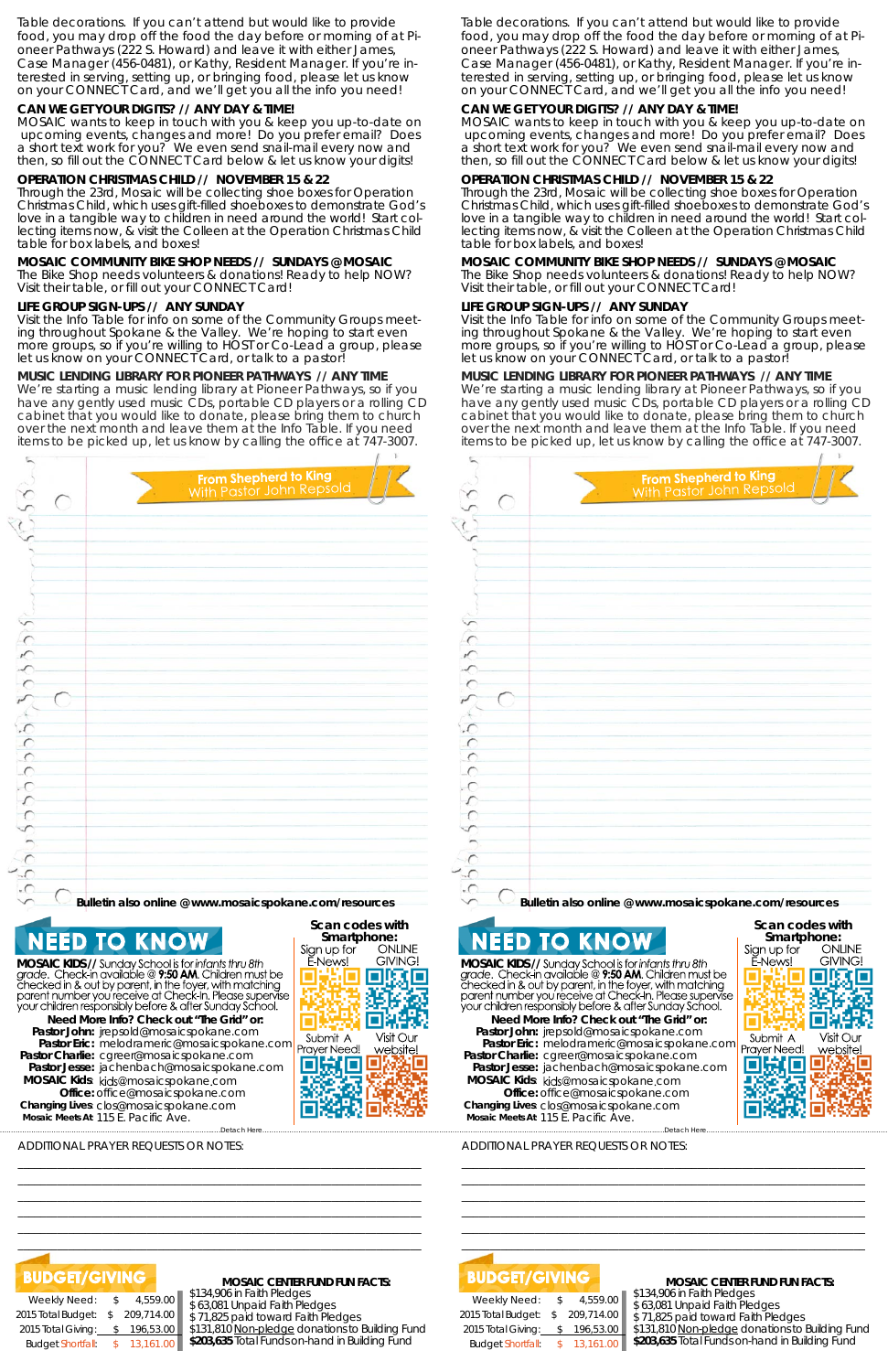Table decorations. If you can't attend but would like to provide food, you may drop off the food the day before or morning of at Pioneer Pathways (222 S. Howard) and leave it with either James, Case Manager (456-0481), or Kathy, Resident Manager. If you're interested in serving, setting up, or bringing food, please let us know on your CONNECT Card, and we'll get you all the info you need!

**CAN WE GET YOUR DIGITS? // ANY DAY & TIME!**
MOSAIC wants to keep in touch with you & keep you up-to-date on upcoming events, changes and more! Do you prefer email? Does a short text work for you? We even send snail-mail every now and then, so fill out the CONNECT Card below & let us know your digits!

**OPERATION CHRISTMAS CHILD // NOVEMBER 15 & 22**
Through the 23rd, Mosaic will be collecting shoe boxes for Operation Christmas Child, which uses gift-filled shoeboxes to demonstrate God's love in a tangible way to children in need around the world! Start collecting items now, & visit the Colleen at the Operation Christmas Child table for box labels, and boxes!

**MOSAIC COMMUNITY BIKE SHOP NEEDS // SUNDAYS @ MOSAIC**
The Bike Shop needs volunteers & donations! Ready to help NOW? Visit their table, or fill out your CONNECT Card!

**LIFE GROUP SIGN-UPS // ANY SUNDAY**
Visit the Info Table for info on some of the Community Groups meeting throughout Spokane & the Valley. We're hoping to start even more groups, so if you're willing to HOST or Co-Lead a group, please let us know on your CONNECT Card, or talk to a pastor!

**MUSIC LENDING LIBRARY FOR PIONEER PATHWAYS // ANY TIME**
We're starting a music lending library at Pioneer Pathways, so if you have any gently used music CDs, portable CD players or a rolling CD cabinet that you would like to donate, please bring them to church over the next month and leave them at the Info Table. If you need items to be picked up, let us know by calling the office at 747-3007.

From Shepherd to King
With Pastor John Repsold

**Bulletin also online @www.mosaicspokane.com/resources**

## NEED TO KNOW

**MOSAIC KIDS //** Sunday School is for *infants thru 8th grade*. Check-in available @ **9:50 AM**. Children must be checked in & out by parent, in the foyer, with matching parent number you receive at Check-In. Please supervise your children responsibly before & after Sunday School.

**Need More Info? Check out "The Grid" or:**
**Pastor John:** jrepsold@mosaicspokane.com
**Pastor Eric:** melodrameric@mosaicspokane.com
**Pastor Charlie:** cgreer@mosaicspokane.com
**Pastor Jesse:** jachenbach@mosaicspokane.com
**MOSAIC Kids:** kids@mosaicspokane.com
**Office:** office@mosaicspokane.com
**Changing Lives:** clos@mosaicspokane.com
**Mosaic Meets At** 115 E. Pacific Ave.

**Scan codes with Smartphone:**
Sign up for E-News! | ONLINE GIVING! | Submit A Prayer Need! | Visit Our website!

Detach Here

ADDITIONAL PRAYER REQUESTS OR NOTES:

## BUDGET/GIVING

| | |
|---|---|
| Weekly Need: | $ 4,559.00 |
| 2015 Total Budget: | $ 209,714.00 |
| 2015 Total Giving: | $ 196,53.00 |
| Budget Shortfall: | $ 13,161.00 |

**MOSAIC CENTER FUND FUN FACTS:**
$134,906 in Faith Pledges
$ 63,081 Unpaid Faith Pledges
$ 71,825 paid toward Faith Pledges
$131,810 Non-pledge donations to Building Fund
**$203,635** Total Funds on-hand in Building Fund

---

Table decorations. If you can't attend but would like to provide food, you may drop off the food the day before or morning of at Pioneer Pathways (222 S. Howard) and leave it with either James, Case Manager (456-0481), or Kathy, Resident Manager. If you're interested in serving, setting up, or bringing food, please let us know on your CONNECT Card, and we'll get you all the info you need!

**CAN WE GET YOUR DIGITS? // ANY DAY & TIME!**
MOSAIC wants to keep in touch with you & keep you up-to-date on upcoming events, changes and more! Do you prefer email? Does a short text work for you? We even send snail-mail every now and then, so fill out the CONNECT Card below & let us know your digits!

**OPERATION CHRISTMAS CHILD // NOVEMBER 15 & 22**
Through the 23rd, Mosaic will be collecting shoe boxes for Operation Christmas Child, which uses gift-filled shoeboxes to demonstrate God's love in a tangible way to children in need around the world! Start collecting items now, & visit the Colleen at the Operation Christmas Child table for box labels, and boxes!

**MOSAIC COMMUNITY BIKE SHOP NEEDS // SUNDAYS @ MOSAIC**
The Bike Shop needs volunteers & donations! Ready to help NOW? Visit their table, or fill out your CONNECT Card!

**LIFE GROUP SIGN-UPS // ANY SUNDAY**
Visit the Info Table for info on some of the Community Groups meeting throughout Spokane & the Valley. We're hoping to start even more groups, so if you're willing to HOST or Co-Lead a group, please let us know on your CONNECT Card, or talk to a pastor!

**MUSIC LENDING LIBRARY FOR PIONEER PATHWAYS // ANY TIME**
We're starting a music lending library at Pioneer Pathways, so if you have any gently used music CDs, portable CD players or a rolling CD cabinet that you would like to donate, please bring them to church over the next month and leave them at the Info Table. If you need items to be picked up, let us know by calling the office at 747-3007.

From Shepherd to King
With Pastor John Repsold

**Bulletin also online @www.mosaicspokane.com/resources**

## NEED TO KNOW

**MOSAIC KIDS //** Sunday School is for *infants thru 8th grade*. Check-in available @ **9:50 AM**. Children must be checked in & out by parent, in the foyer, with matching parent number you receive at Check-In. Please supervise your children responsibly before & after Sunday School.

**Need More Info? Check out "The Grid" or:**
**Pastor John:** jrepsold@mosaicspokane.com
**Pastor Eric:** melodrameric@mosaicspokane.com
**Pastor Charlie:** cgreer@mosaicspokane.com
**Pastor Jesse:** jachenbach@mosaicspokane.com
**MOSAIC Kids:** kids@mosaicspokane.com
**Office:** office@mosaicspokane.com
**Changing Lives:** clos@mosaicspokane.com
**Mosaic Meets At** 115 E. Pacific Ave.

**Scan codes with Smartphone:**
Sign up for E-News! | ONLINE GIVING! | Submit A Prayer Need! | Visit Our website!

Detach Here

ADDITIONAL PRAYER REQUESTS OR NOTES:

## BUDGET/GIVING

| | |
|---|---|
| Weekly Need: | $ 4,559.00 |
| 2015 Total Budget: | $ 209,714.00 |
| 2015 Total Giving: | $ 196,53.00 |
| Budget Shortfall: | $ 13,161.00 |

**MOSAIC CENTER FUND FUN FACTS:**
$134,906 in Faith Pledges
$ 63,081 Unpaid Faith Pledges
$ 71,825 paid toward Faith Pledges
$131,810 Non-pledge donations to Building Fund
**$203,635** Total Funds on-hand in Building Fund